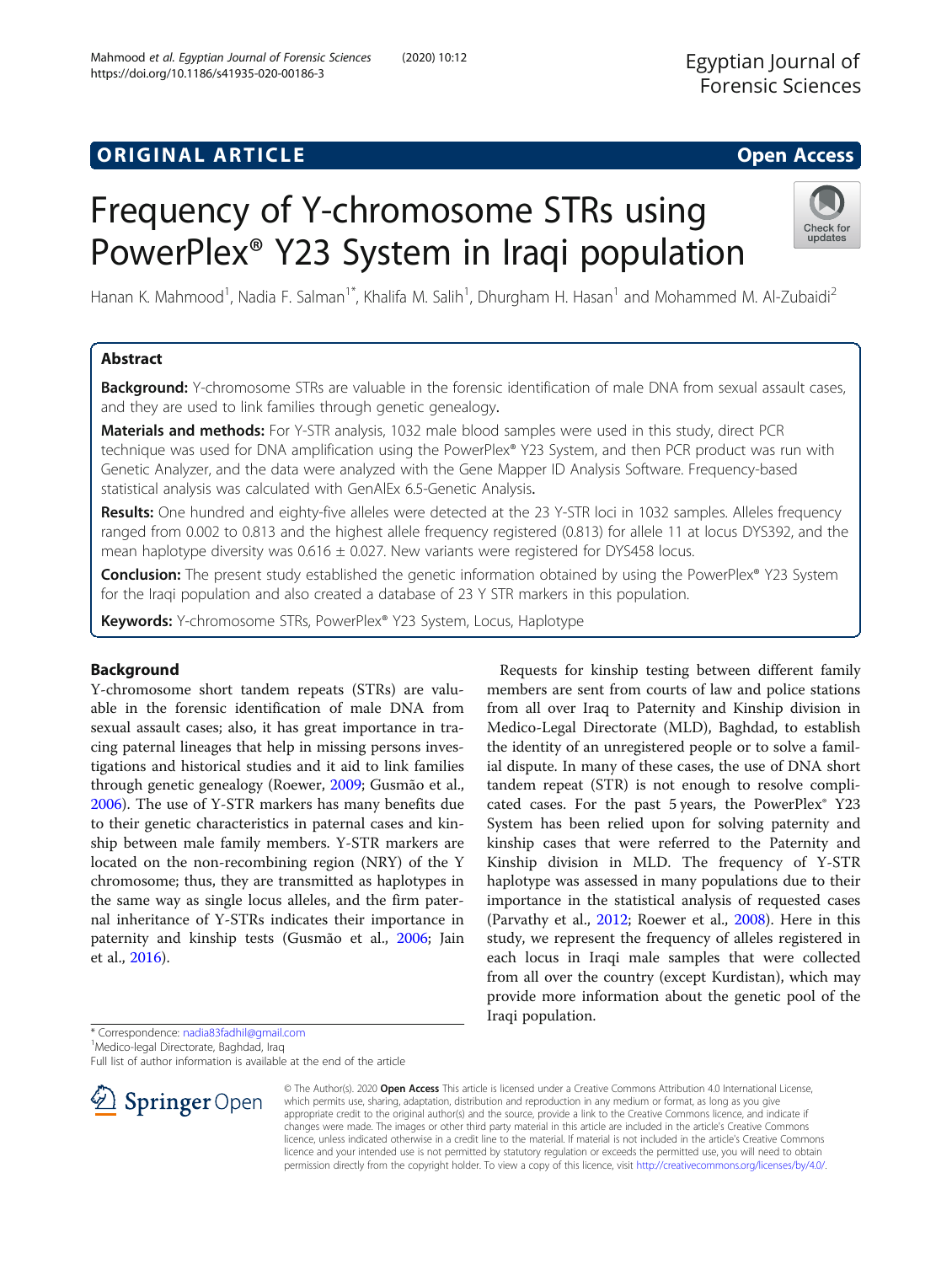ORIGINAL ARTICLE

Open Access

# Frequency of Y-chromosome STRs using PowerPlex® Y23 System in Iraqi population

Hanan K. Mahmood[1], Nadia F. Salman[1*], Khalifa M. Salih[1], Dhurgham H. Hasan[1] and Mohammed M. Al-Zubaidi[2]

## Abstract

**Background:** Y-chromosome STRs are valuable in the forensic identification of male DNA from sexual assault cases, and they are used to link families through genetic genealogy.

**Materials and methods:** For Y-STR analysis, 1032 male blood samples were used in this study, direct PCR technique was used for DNA amplification using the PowerPlex® Y23 System, and then PCR product was run with Genetic Analyzer, and the data were analyzed with the Gene Mapper ID Analysis Software. Frequency-based statistical analysis was calculated with GenAlEx 6.5-Genetic Analysis.

**Results:** One hundred and eighty-five alleles were detected at the 23 Y-STR loci in 1032 samples. Alleles frequency ranged from 0.002 to 0.813 and the highest allele frequency registered (0.813) for allele 11 at locus DYS392, and the mean haplotype diversity was 0.616 ± 0.027. New variants were registered for DYS458 locus.

**Conclusion:** The present study established the genetic information obtained by using the PowerPlex® Y23 System for the Iraqi population and also created a database of 23 Y STR markers in this population.

**Keywords:** Y-chromosome STRs, PowerPlex® Y23 System, Locus, Haplotype

## Background

Y-chromosome short tandem repeats (STRs) are valuable in the forensic identification of male DNA from sexual assault cases; also, it has great importance in tracing paternal lineages that help in missing persons investigations and historical studies and it aid to link families through genetic genealogy (Roewer, 2009; Gusmão et al., 2006). The use of Y-STR markers has many benefits due to their genetic characteristics in paternal cases and kinship between male family members. Y-STR markers are located on the non-recombining region (NRY) of the Y chromosome; thus, they are transmitted as haplotypes in the same way as single locus alleles, and the firm paternal inheritance of Y-STRs indicates their importance in paternity and kinship tests (Gusmão et al., 2006; Jain et al., 2016).

Requests for kinship testing between different family members are sent from courts of law and police stations from all over Iraq to Paternity and Kinship division in Medico-Legal Directorate (MLD), Baghdad, to establish the identity of an unregistered people or to solve a familial dispute. In many of these cases, the use of DNA short tandem repeat (STR) is not enough to resolve complicated cases. For the past 5 years, the PowerPlex® Y23 System has been relied upon for solving paternity and kinship cases that were referred to the Paternity and Kinship division in MLD. The frequency of Y-STR haplotype was assessed in many populations due to their importance in the statistical analysis of requested cases (Parvathy et al., 2012; Roewer et al., 2008). Here in this study, we represent the frequency of alleles registered in each locus in Iraqi male samples that were collected from all over the country (except Kurdistan), which may provide more information about the genetic pool of the Iraqi population.

\* Correspondence: nadia83fadhil@gmail.com

[1]Medico-legal Directorate, Baghdad, Iraq

Full list of author information is available at the end of the article

© The Author(s). 2020 **Open Access** This article is licensed under a Creative Commons Attribution 4.0 International License, which permits use, sharing, adaptation, distribution and reproduction in any medium or format, as long as you give appropriate credit to the original author(s) and the source, provide a link to the Creative Commons licence, and indicate if changes were made. The images or other third party material in this article are included in the article's Creative Commons licence, unless indicated otherwise in a credit line to the material. If material is not included in the article's Creative Commons licence and your intended use is not permitted by statutory regulation or exceeds the permitted use, you will need to obtain permission directly from the copyright holder. To view a copy of this licence, visit http://creativecommons.org/licenses/by/4.0/.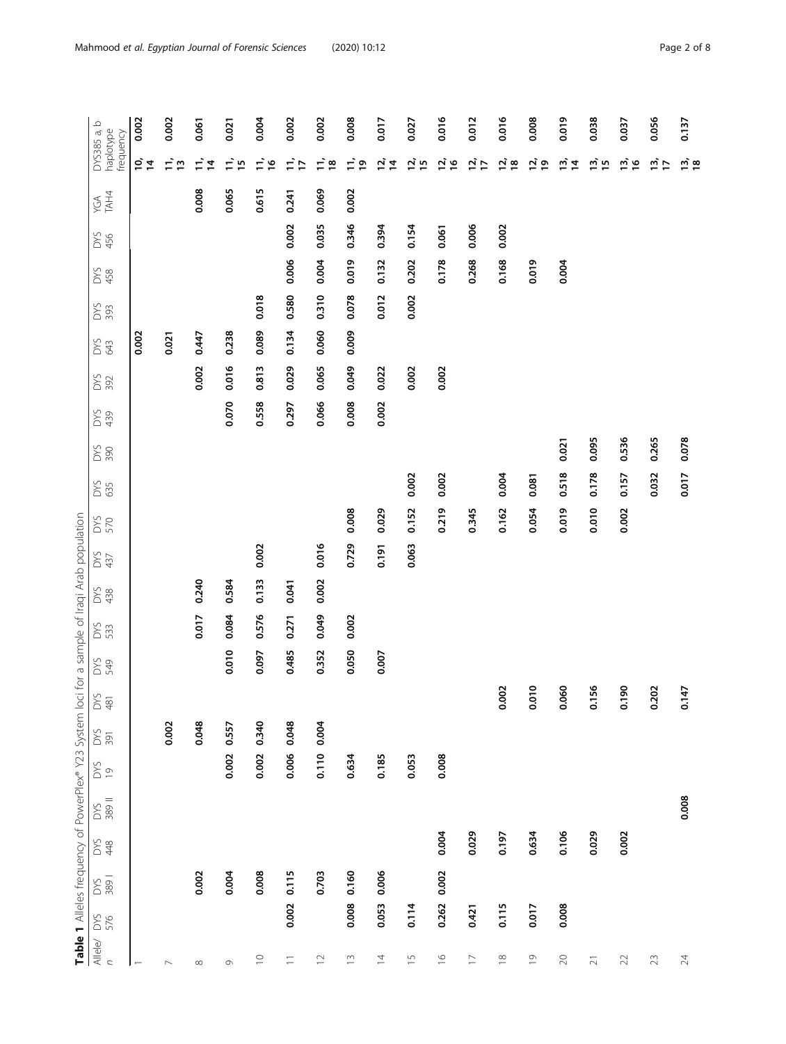**Table 1** Alleles frequency of PowerPlex® Y23 System loci for a sample of Iraqi Arab population

| Allele/ n | DYS 576 | DYS 389 I | DYS 448 | DYS 389 II | DYS 19 | DYS 391 | DYS 481 | DYS 549 | DYS 533 | DYS 438 | DYS 437 | DYS 570 | DYS 635 | DYS 390 | DYS 439 | DYS 392 | DYS 643 | DYS 393 | DYS 458 | DYS 456 | YGA TAH4 | DYS385 a, b haplotype frequency | |
|---|---|---|---|---|---|---|---|---|---|---|---|---|---|---|---|---|---|---|---|---|---|---|---|
| 1 | | | | | | | | | | | | | | | | | 0.002 | | | | | 10, 14 | 0.002 |
| 7 | | | | | | 0.002 | | | | | | | | | | | 0.021 | | | | | 11, 13 | 0.002 |
| 8 | | 0.002 | | | | 0.048 | | | 0.017 | 0.240 | | | | | | 0.002 | 0.447 | | | | 0.008 | 11, 14 | 0.061 |
| 9 | | 0.004 | | | 0.002 | 0.557 | | 0.010 | 0.084 | 0.584 | | | | | 0.070 | 0.016 | 0.238 | | | | 0.065 | 11, 15 | 0.021 |
| 10 | | 0.008 | | | 0.002 | 0.340 | | 0.097 | 0.576 | 0.133 | 0.002 | | | | 0.558 | 0.813 | 0.089 | 0.018 | | | 0.615 | 11, 16 | 0.004 |
| 11 | 0.002 | 0.115 | | | 0.006 | 0.048 | | 0.485 | 0.271 | 0.041 | | | | | 0.297 | 0.029 | 0.134 | 0.580 | 0.006 | 0.002 | 0.241 | 11, 17 | 0.002 |
| 12 | | 0.703 | | | 0.110 | 0.004 | | 0.352 | 0.049 | 0.002 | 0.016 | | | | 0.066 | 0.065 | 0.060 | 0.310 | 0.004 | 0.035 | 0.069 | 11, 18 | 0.002 |
| 13 | 0.008 | 0.160 | | | 0.634 | | | 0.050 | 0.002 | | 0.729 | 0.008 | | | 0.008 | 0.049 | 0.009 | 0.078 | 0.019 | 0.346 | 0.002 | 11, 19 | 0.008 |
| 14 | 0.053 | 0.006 | | | 0.185 | | | 0.007 | | | 0.191 | 0.029 | | | 0.002 | 0.022 | | 0.012 | 0.132 | 0.394 | | 12, 14 | 0.017 |
| 15 | 0.114 | | | | 0.053 | | | | | | 0.063 | 0.152 | 0.002 | | | 0.002 | | 0.002 | 0.202 | 0.154 | | 12, 15 | 0.027 |
| 16 | 0.262 | 0.002 | 0.004 | | 0.008 | | | | | | | 0.219 | 0.002 | | | 0.002 | | | 0.178 | 0.061 | | 12, 16 | 0.016 |
| 17 | 0.421 | | 0.029 | | | | | | | | | 0.345 | | | | | | | 0.268 | 0.006 | | 12, 17 | 0.012 |
| 18 | 0.115 | | 0.197 | | | | 0.002 | | | | | 0.162 | 0.004 | | | | | | 0.168 | 0.002 | | 12, 18 | 0.016 |
| 19 | 0.017 | | 0.634 | | | | 0.010 | | | | | 0.054 | 0.081 | | | | | | 0.019 | | | 12, 19 | 0.008 |
| 20 | 0.008 | | 0.106 | | | | 0.060 | | | | | 0.019 | 0.518 | 0.021 | | | | | 0.004 | | | 13, 14 | 0.019 |
| 21 | | | 0.029 | | | | 0.156 | | | | | 0.010 | 0.178 | 0.095 | | | | | | | | 13, 15 | 0.038 |
| 22 | | | 0.002 | | | | 0.190 | | | | | 0.002 | 0.157 | 0.536 | | | | | | | | 13, 16 | 0.037 |
| 23 | | | | | | | 0.202 | | | | | | 0.032 | 0.265 | | | | | | | | 13, 17 | 0.056 |
| 24 | | | | 0.008 | | | 0.147 | | | | | | 0.017 | 0.078 | | | | | | | | 13, 18 | 0.137 |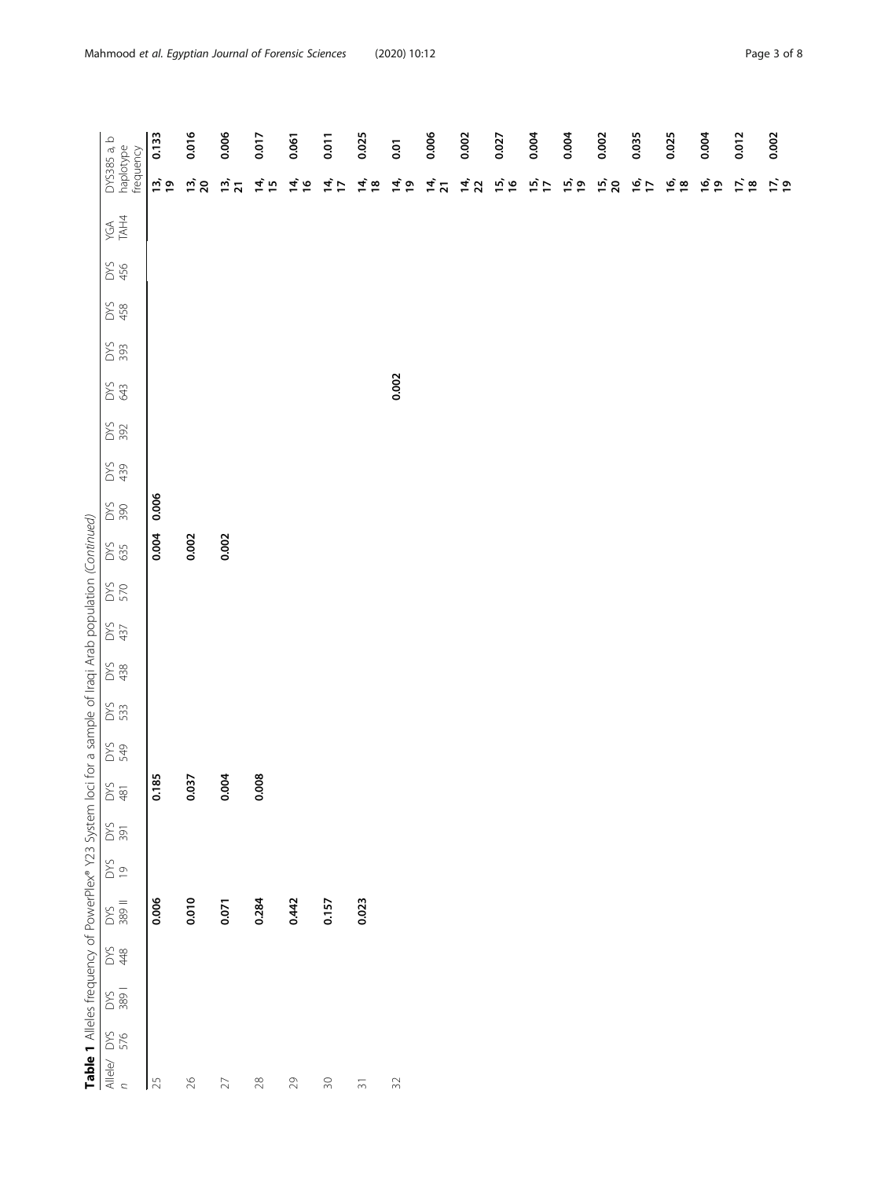**Table 1** Alleles frequency of PowerPlex® Y23 System loci for a sample of Iraqi Arab population *(Continued)*

| Allele/ n | DYS 576 | DYS 389 I | DYS 448 | DYS 389 II | DYS 19 | DYS 391 | DYS 481 | DYS 549 | DYS 533 | DYS 438 | DYS 437 | DYS 570 | DYS 635 | DYS 390 | DYS 439 | DYS 392 | DYS 643 | DYS 393 | DYS 458 | DYS 456 | YGA TAH4 | DYS385 a, b haplotype frequency | |
|---|---|---|---|---|---|---|---|---|---|---|---|---|---|---|---|---|---|---|---|---|---|---|---|
| 25 | | | | **0.006** | | | **0.185** | | | | | | **0.004** | **0.006** | | | | | | | | **13, 19** | **0.133** |
| 26 | | | | **0.010** | | | **0.037** | | | | | | **0.002** | | | | | | | | | **13, 20** | **0.016** |
| 27 | | | | **0.071** | | | **0.004** | | | | | | **0.002** | | | | | | | | | **13, 21** | **0.006** |
| 28 | | | | **0.284** | | | **0.008** | | | | | | | | | | | | | | | **14, 15** | **0.017** |
| 29 | | | | **0.442** | | | | | | | | | | | | | | | | | | **14, 16** | **0.061** |
| 30 | | | | **0.157** | | | | | | | | | | | | | | | | | | **14, 17** | **0.011** |
| 31 | | | | **0.023** | | | | | | | | | | | | | | | | | | **14, 18** | **0.025** |
| 32 | | | | | | | | | | | | | | | | | **0.002** | | | | | **14, 19** | **0.01** |
| | | | | | | | | | | | | | | | | | | | | | | **14, 21** | **0.006** |
| | | | | | | | | | | | | | | | | | | | | | | **14, 22** | **0.002** |
| | | | | | | | | | | | | | | | | | | | | | | **15, 16** | **0.027** |
| | | | | | | | | | | | | | | | | | | | | | | **15, 17** | **0.004** |
| | | | | | | | | | | | | | | | | | | | | | | **15, 19** | **0.004** |
| | | | | | | | | | | | | | | | | | | | | | | **15, 20** | **0.002** |
| | | | | | | | | | | | | | | | | | | | | | | **16, 17** | **0.035** |
| | | | | | | | | | | | | | | | | | | | | | | **16, 18** | **0.025** |
| | | | | | | | | | | | | | | | | | | | | | | **16, 19** | **0.004** |
| | | | | | | | | | | | | | | | | | | | | | | **17, 18** | **0.012** |
| | | | | | | | | | | | | | | | | | | | | | | **17, 19** | **0.002** |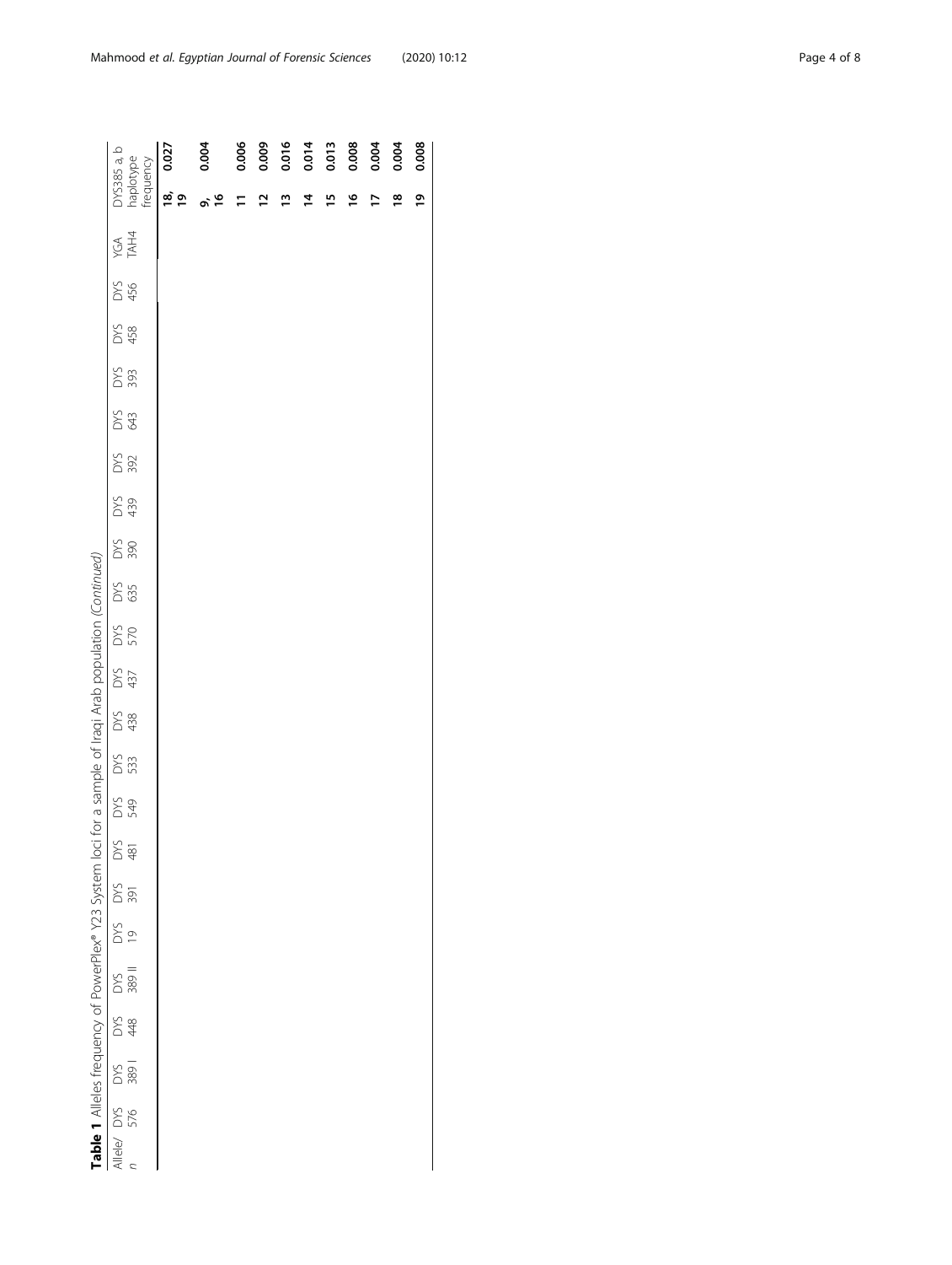**Table 1** Alleles frequency of PowerPlex® Y23 System loci for a sample of Iraqi Arab population *(Continued)*

| Allele/ n | DYS 576 | DYS 389 I | DYS 448 | DYS 389 II | DYS 19 | DYS 391 | DYS 481 | DYS 549 | DYS 533 | DYS 438 | DYS 437 | DYS 570 | DYS 635 | DYS 390 | DYS 439 | DYS 392 | DYS 643 | DYS 393 | DYS 458 | DYS 456 | YGA TAH4 | DYS385 a, b haplotype | frequency |
|---|---|---|---|---|---|---|---|---|---|---|---|---|---|---|---|---|---|---|---|---|---|---|---|
| | | | | | | | | | | | | | | | | | | | | | | **18, 19** | **0.027** |
| | | | | | | | | | | | | | | | | | | | | | | **9, 16** | **0.004** |
| | | | | | | | | | | | | | | | | | | | | | | **11** | **0.006** |
| | | | | | | | | | | | | | | | | | | | | | | **12** | **0.009** |
| | | | | | | | | | | | | | | | | | | | | | | **13** | **0.016** |
| | | | | | | | | | | | | | | | | | | | | | | **14** | **0.014** |
| | | | | | | | | | | | | | | | | | | | | | | **15** | **0.013** |
| | | | | | | | | | | | | | | | | | | | | | | **16** | **0.008** |
| | | | | | | | | | | | | | | | | | | | | | | **17** | **0.004** |
| | | | | | | | | | | | | | | | | | | | | | | **18** | **0.004** |
| | | | | | | | | | | | | | | | | | | | | | | **19** | **0.008** |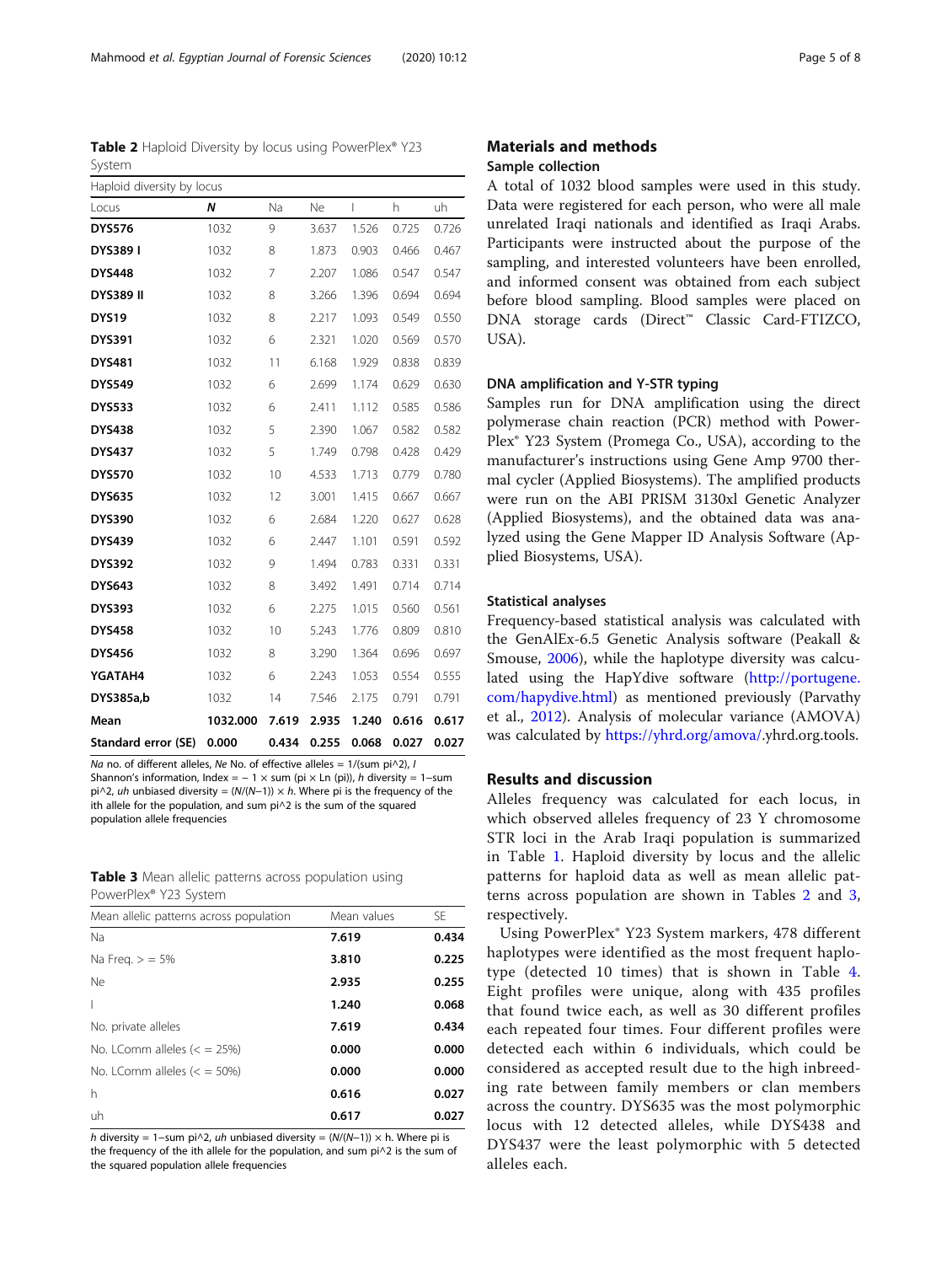**Table 2** Haploid Diversity by locus using PowerPlex® Y23 System

| Haploid diversity by locus | | | | | | |
|---|---|---|---|---|---|---|
| Locus | *N* | Na | Ne | I | h | uh |
| **DYS576** | 1032 | 9 | 3.637 | 1.526 | 0.725 | 0.726 |
| **DYS389 I** | 1032 | 8 | 1.873 | 0.903 | 0.466 | 0.467 |
| **DYS448** | 1032 | 7 | 2.207 | 1.086 | 0.547 | 0.547 |
| **DYS389 II** | 1032 | 8 | 3.266 | 1.396 | 0.694 | 0.694 |
| **DYS19** | 1032 | 8 | 2.217 | 1.093 | 0.549 | 0.550 |
| **DYS391** | 1032 | 6 | 2.321 | 1.020 | 0.569 | 0.570 |
| **DYS481** | 1032 | 11 | 6.168 | 1.929 | 0.838 | 0.839 |
| **DYS549** | 1032 | 6 | 2.699 | 1.174 | 0.629 | 0.630 |
| **DYS533** | 1032 | 6 | 2.411 | 1.112 | 0.585 | 0.586 |
| **DYS438** | 1032 | 5 | 2.390 | 1.067 | 0.582 | 0.582 |
| **DYS437** | 1032 | 5 | 1.749 | 0.798 | 0.428 | 0.429 |
| **DYS570** | 1032 | 10 | 4.533 | 1.713 | 0.779 | 0.780 |
| **DYS635** | 1032 | 12 | 3.001 | 1.415 | 0.667 | 0.667 |
| **DYS390** | 1032 | 6 | 2.684 | 1.220 | 0.627 | 0.628 |
| **DYS439** | 1032 | 6 | 2.447 | 1.101 | 0.591 | 0.592 |
| **DYS392** | 1032 | 9 | 1.494 | 0.783 | 0.331 | 0.331 |
| **DYS643** | 1032 | 8 | 3.492 | 1.491 | 0.714 | 0.714 |
| **DYS393** | 1032 | 6 | 2.275 | 1.015 | 0.560 | 0.561 |
| **DYS458** | 1032 | 10 | 5.243 | 1.776 | 0.809 | 0.810 |
| **DYS456** | 1032 | 8 | 3.290 | 1.364 | 0.696 | 0.697 |
| **YGATAH4** | 1032 | 6 | 2.243 | 1.053 | 0.554 | 0.555 |
| **DYS385a,b** | 1032 | 14 | 7.546 | 2.175 | 0.791 | 0.791 |
| **Mean** | **1032.000** | **7.619** | **2.935** | **1.240** | **0.616** | **0.617** |
| **Standard error (SE)** | **0.000** | **0.434** | **0.255** | **0.068** | **0.027** | **0.027** |

*Na* no. of different alleles, *Ne* No. of effective alleles = 1/(sum pi^2), *I* Shannon's information, Index = − 1 × sum (pi × Ln (pi)), *h* diversity = 1−sum pi^2, *uh* unbiased diversity = (*N*/(*N*−1)) × h. Where pi is the frequency of the ith allele for the population, and sum pi^2 is the sum of the squared population allele frequencies

**Table 3** Mean allelic patterns across population using PowerPlex® Y23 System

| Mean allelic patterns across population | Mean values | SE |
|---|---|---|
| Na | **7.619** | **0.434** |
| Na Freq. > = 5% | **3.810** | **0.225** |
| Ne | **2.935** | **0.255** |
| I | **1.240** | **0.068** |
| No. private alleles | **7.619** | **0.434** |
| No. LComm alleles (< = 25%) | **0.000** | **0.000** |
| No. LComm alleles (< = 50%) | **0.000** | **0.000** |
| h | **0.616** | **0.027** |
| uh | **0.617** | **0.027** |

*h* diversity = 1−sum pi^2, *uh* unbiased diversity = (*N*/(*N*−1)) × h. Where pi is the frequency of the ith allele for the population, and sum pi^2 is the sum of the squared population allele frequencies

## Materials and methods

### Sample collection

A total of 1032 blood samples were used in this study. Data were registered for each person, who were all male unrelated Iraqi nationals and identified as Iraqi Arabs. Participants were instructed about the purpose of the sampling, and interested volunteers have been enrolled, and informed consent was obtained from each subject before blood sampling. Blood samples were placed on DNA storage cards (Direct™ Classic Card-FTIZCO, USA).

### DNA amplification and Y-STR typing

Samples run for DNA amplification using the direct polymerase chain reaction (PCR) method with PowerPlex® Y23 System (Promega Co., USA), according to the manufacturer's instructions using Gene Amp 9700 thermal cycler (Applied Biosystems). The amplified products were run on the ABI PRISM 3130xl Genetic Analyzer (Applied Biosystems), and the obtained data was analyzed using the Gene Mapper ID Analysis Software (Applied Biosystems, USA).

### Statistical analyses

Frequency-based statistical analysis was calculated with the GenAlEx-6.5 Genetic Analysis software (Peakall & Smouse, 2006), while the haplotype diversity was calculated using the HapYdive software (http://portugene.com/hapydive.html) as mentioned previously (Parvathy et al., 2012). Analysis of molecular variance (AMOVA) was calculated by https://yhrd.org/amova/.yhrd.org.tools.

## Results and discussion

Alleles frequency was calculated for each locus, in which observed alleles frequency of 23 Y chromosome STR loci in the Arab Iraqi population is summarized in Table 1. Haploid diversity by locus and the allelic patterns for haploid data as well as mean allelic patterns across population are shown in Tables 2 and 3, respectively.

Using PowerPlex® Y23 System markers, 478 different haplotypes were identified as the most frequent haplotype (detected 10 times) that is shown in Table 4. Eight profiles were unique, along with 435 profiles that found twice each, as well as 30 different profiles each repeated four times. Four different profiles were detected each within 6 individuals, which could be considered as accepted result due to the high inbreeding rate between family members or clan members across the country. DYS635 was the most polymorphic locus with 12 detected alleles, while DYS438 and DYS437 were the least polymorphic with 5 detected alleles each.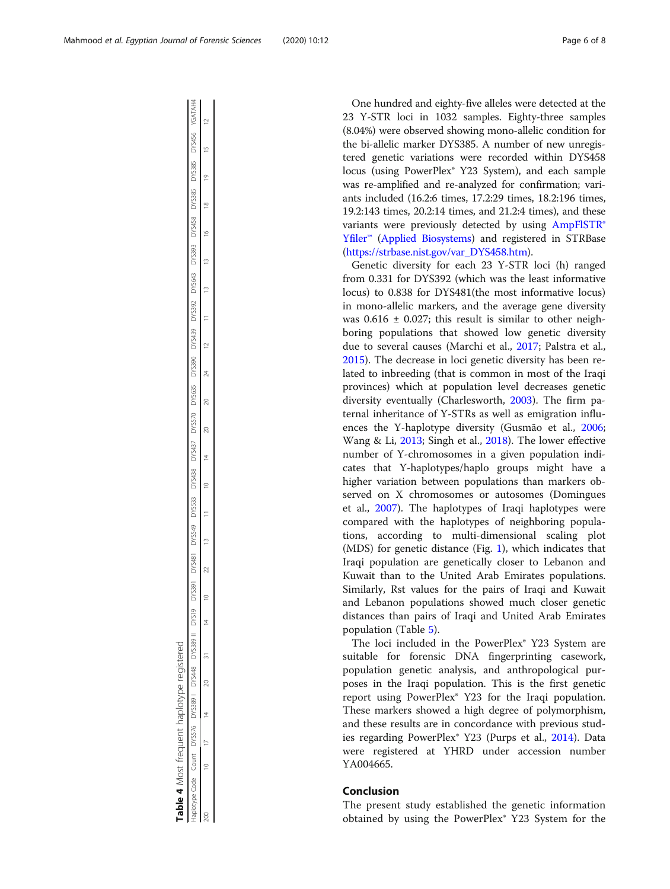**Table 4** Most frequent haplotype registered

| Haplotype Code | Count | DYS576 | DYS389 I | DYS448 | DYS389 II | DYS19 | DYS391 | DYS481 | DYS549 | DYS533 | DYS438 | DYS437 | DYS570 | DYS635 | DYS390 | DYS439 | DYS392 | DYS643 | DYS393 | DYS458 | DYS385 | DYS385 | DYS456 | YGATAH4 |
|---|---|---|---|---|---|---|---|---|---|---|---|---|---|---|---|---|---|---|---|---|---|---|---|---|
| 200 | 10 | 17 | 14 | 20 | 31 | 14 | 10 | 22 | 13 | 11 | 10 | 14 | 20 | 20 | 24 | 12 | 11 | 13 | 13 | 16 | 18 | 19 | 15 | 12 |

One hundred and eighty-five alleles were detected at the 23 Y-STR loci in 1032 samples. Eighty-three samples (8.04%) were observed showing mono-allelic condition for the bi-allelic marker DYS385. A number of new unregistered genetic variations were recorded within DYS458 locus (using PowerPlex® Y23 System), and each sample was re-amplified and re-analyzed for confirmation; variants included (16.2:6 times, 17.2:29 times, 18.2:196 times, 19.2:143 times, 20.2:14 times, and 21.2:4 times), and these variants were previously detected by using AmpFlSTR® Yfiler™ (Applied Biosystems) and registered in STRBase (https://strbase.nist.gov/var_DYS458.htm).

Genetic diversity for each 23 Y-STR loci (h) ranged from 0.331 for DYS392 (which was the least informative locus) to 0.838 for DYS481(the most informative locus) in mono-allelic markers, and the average gene diversity was 0.616 ± 0.027; this result is similar to other neighboring populations that showed low genetic diversity due to several causes (Marchi et al., 2017; Palstra et al., 2015). The decrease in loci genetic diversity has been related to inbreeding (that is common in most of the Iraqi provinces) which at population level decreases genetic diversity eventually (Charlesworth, 2003). The firm paternal inheritance of Y-STRs as well as emigration influences the Y-haplotype diversity (Gusmão et al., 2006; Wang & Li, 2013; Singh et al., 2018). The lower effective number of Y-chromosomes in a given population indicates that Y-haplotypes/haplo groups might have a higher variation between populations than markers observed on X chromosomes or autosomes (Domingues et al., 2007). The haplotypes of Iraqi haplotypes were compared with the haplotypes of neighboring populations, according to multi-dimensional scaling plot (MDS) for genetic distance (Fig. 1), which indicates that Iraqi population are genetically closer to Lebanon and Kuwait than to the United Arab Emirates populations. Similarly, Rst values for the pairs of Iraqi and Kuwait and Lebanon populations showed much closer genetic distances than pairs of Iraqi and United Arab Emirates population (Table 5).

The loci included in the PowerPlex® Y23 System are suitable for forensic DNA fingerprinting casework, population genetic analysis, and anthropological purposes in the Iraqi population. This is the first genetic report using PowerPlex® Y23 for the Iraqi population. These markers showed a high degree of polymorphism, and these results are in concordance with previous studies regarding PowerPlex® Y23 (Purps et al., 2014). Data were registered at YHRD under accession number YA004665.

## Conclusion

The present study established the genetic information obtained by using the PowerPlex® Y23 System for the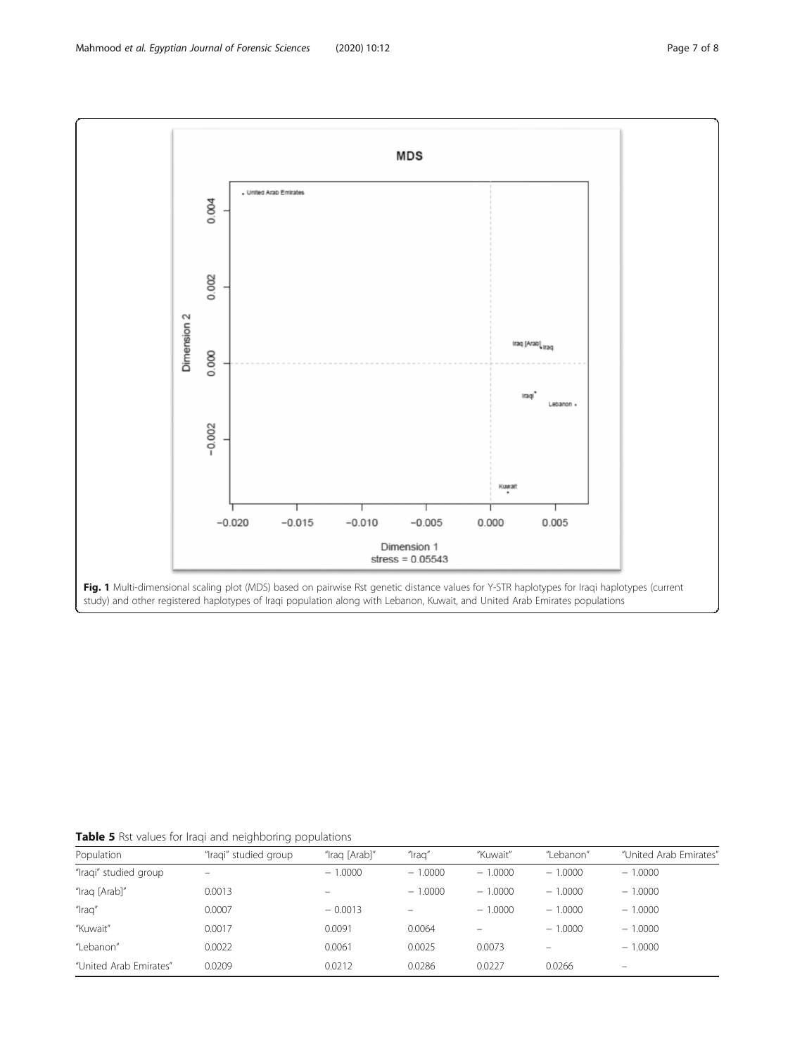**Fig. 1** Multi-dimensional scaling plot (MDS) based on pairwise Rst genetic distance values for Y-STR haplotypes for Iraqi haplotypes (current study) and other registered haplotypes of Iraqi population along with Lebanon, Kuwait, and United Arab Emirates populations

**Table 5** Rst values for Iraqi and neighboring populations

| Population | "Iraqi" studied group | "Iraq [Arab]" | "Iraq" | "Kuwait" | "Lebanon" | "United Arab Emirates" |
|---|---|---|---|---|---|---|
| "Iraqi" studied group | – | − 1.0000 | − 1.0000 | − 1.0000 | − 1.0000 | − 1.0000 |
| "Iraq [Arab]" | 0.0013 | – | − 1.0000 | − 1.0000 | − 1.0000 | − 1.0000 |
| "Iraq" | 0.0007 | − 0.0013 | – | − 1.0000 | − 1.0000 | − 1.0000 |
| "Kuwait" | 0.0017 | 0.0091 | 0.0064 | – | − 1.0000 | − 1.0000 |
| "Lebanon" | 0.0022 | 0.0061 | 0.0025 | 0.0073 | – | − 1.0000 |
| "United Arab Emirates" | 0.0209 | 0.0212 | 0.0286 | 0.0227 | 0.0266 | – |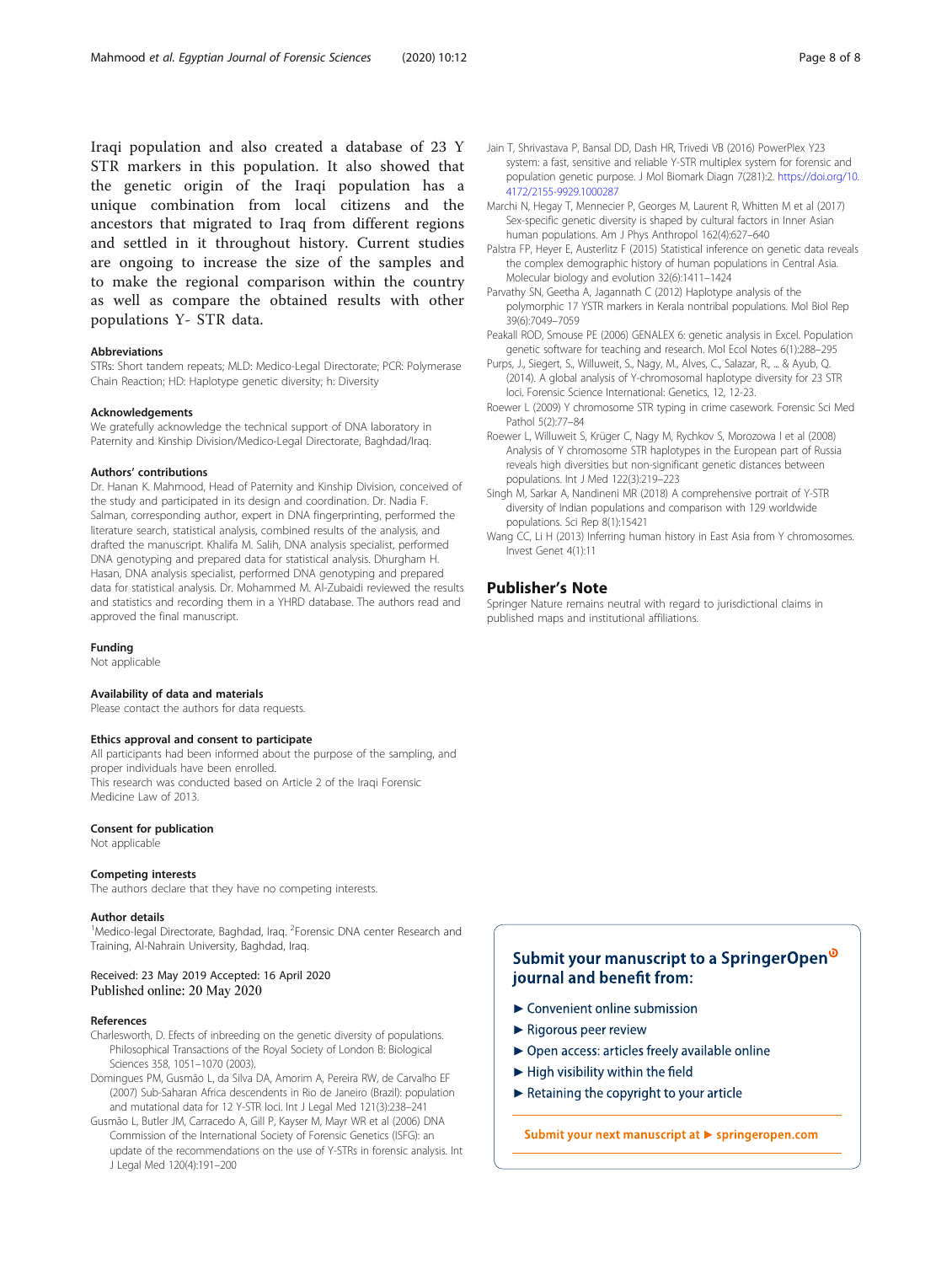Iraqi population and also created a database of 23 Y STR markers in this population. It also showed that the genetic origin of the Iraqi population has a unique combination from local citizens and the ancestors that migrated to Iraq from different regions and settled in it throughout history. Current studies are ongoing to increase the size of the samples and to make the regional comparison within the country as well as compare the obtained results with other populations Y- STR data.

### Abbreviations

STRs: Short tandem repeats; MLD: Medico-Legal Directorate; PCR: Polymerase Chain Reaction; HD: Haplotype genetic diversity; h: Diversity

### Acknowledgements

We gratefully acknowledge the technical support of DNA laboratory in Paternity and Kinship Division/Medico-Legal Directorate, Baghdad/Iraq.

### Authors' contributions

Dr. Hanan K. Mahmood, Head of Paternity and Kinship Division, conceived of the study and participated in its design and coordination. Dr. Nadia F. Salman, corresponding author, expert in DNA fingerprinting, performed the literature search, statistical analysis, combined results of the analysis, and drafted the manuscript. Khalifa M. Salih, DNA analysis specialist, performed DNA genotyping and prepared data for statistical analysis. Dhurgham H. Hasan, DNA analysis specialist, performed DNA genotyping and prepared data for statistical analysis. Dr. Mohammed M. Al-Zubaidi reviewed the results and statistics and recording them in a YHRD database. The authors read and approved the final manuscript.

### Funding

Not applicable

### Availability of data and materials

Please contact the authors for data requests.

### Ethics approval and consent to participate

All participants had been informed about the purpose of the sampling, and proper individuals have been enrolled.

This research was conducted based on Article 2 of the Iraqi Forensic Medicine Law of 2013.

### Consent for publication

Not applicable

### Competing interests

The authors declare that they have no competing interests.

### Author details

[1]Medico-legal Directorate, Baghdad, Iraq. [2]Forensic DNA center Research and Training, Al-Nahrain University, Baghdad, Iraq.

Received: 23 May 2019 Accepted: 16 April 2020
Published online: 20 May 2020

### References

- Charlesworth, D. Effects of inbreeding on the genetic diversity of populations. Philosophical Transactions of the Royal Society of London B: Biological Sciences 358, 1051–1070 (2003).
- Domingues PM, Gusmão L, da Silva DA, Amorim A, Pereira RW, de Carvalho EF (2007) Sub-Saharan Africa descendents in Rio de Janeiro (Brazil): population and mutational data for 12 Y-STR loci. Int J Legal Med 121(3):238–241
- Gusmão L, Butler JM, Carracedo A, Gill P, Kayser M, Mayr WR et al (2006) DNA Commission of the International Society of Forensic Genetics (ISFG): an update of the recommendations on the use of Y-STRs in forensic analysis. Int J Legal Med 120(4):191–200
- Jain T, Shrivastava P, Bansal DD, Dash HR, Trivedi VB (2016) PowerPlex Y23 system: a fast, sensitive and reliable Y-STR multiplex system for forensic and population genetic purpose. J Mol Biomark Diagn 7(281):2. https://doi.org/10.4172/2155-9929.1000287
- Marchi N, Hegay T, Mennecier P, Georges M, Laurent R, Whitten M et al (2017) Sex-specific genetic diversity is shaped by cultural factors in Inner Asian human populations. Am J Phys Anthropol 162(4):627–640
- Palstra FP, Heyer E, Austerlitz F (2015) Statistical inference on genetic data reveals the complex demographic history of human populations in Central Asia. Molecular biology and evolution 32(6):1411–1424
- Parvathy SN, Geetha A, Jagannath C (2012) Haplotype analysis of the polymorphic 17 YSTR markers in Kerala nontribal populations. Mol Biol Rep 39(6):7049–7059
- Peakall ROD, Smouse PE (2006) GENALEX 6: genetic analysis in Excel. Population genetic software for teaching and research. Mol Ecol Notes 6(1):288–295
- Purps, J., Siegert, S., Willuweit, S., Nagy, M., Alves, C., Salazar, R., ... & Ayub, Q. (2014). A global analysis of Y-chromosomal haplotype diversity for 23 STR loci. Forensic Science International: Genetics, 12, 12-23.
- Roewer L (2009) Y chromosome STR typing in crime casework. Forensic Sci Med Pathol 5(2):77–84
- Roewer L, Willuweit S, Krüger C, Nagy M, Rychkov S, Morozowa I et al (2008) Analysis of Y chromosome STR haplotypes in the European part of Russia reveals high diversities but non-significant genetic distances between populations. Int J Med 122(3):219–223
- Singh M, Sarkar A, Nandineni MR (2018) A comprehensive portrait of Y-STR diversity of Indian populations and comparison with 129 worldwide populations. Sci Rep 8(1):15421
- Wang CC, Li H (2013) Inferring human history in East Asia from Y chromosomes. Invest Genet 4(1):11

## Publisher's Note

Springer Nature remains neutral with regard to jurisdictional claims in published maps and institutional affiliations.

**Submit your manuscript to a SpringerOpen journal and benefit from:**

- ► Convenient online submission
- ► Rigorous peer review
- ► Open access: articles freely available online
- ► High visibility within the field
- ► Retaining the copyright to your article

Submit your next manuscript at ► springeropen.com